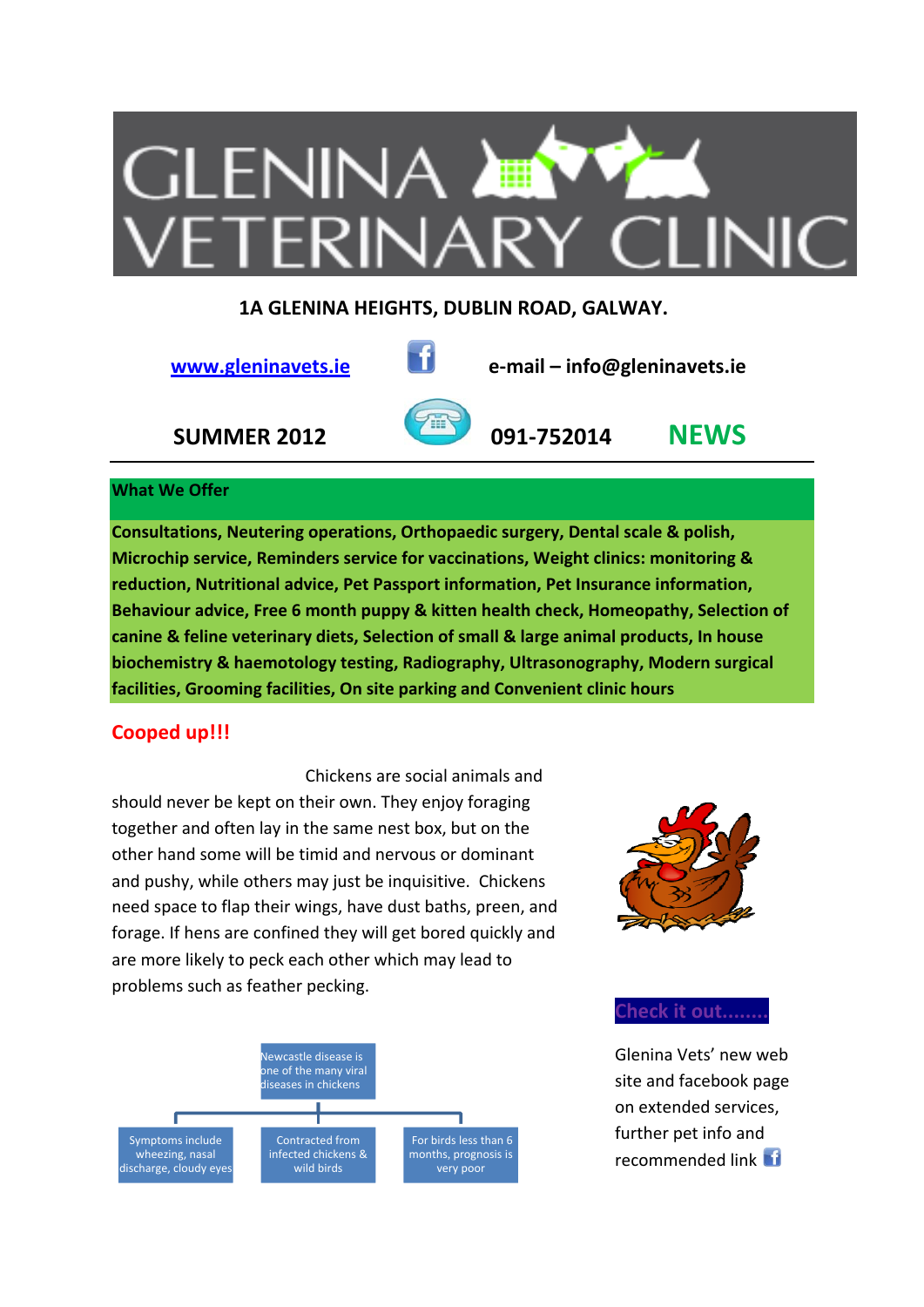# GLENINA VETERINARY CLINIC

**1A GLENINA HEIGHTS, DUBLIN ROAD, GALWAY.**

www.gleninavets.ie  **e-mail – info@gleninavets.ie**

**SUMMER 2012**  **091-752014**  **NEWS**

## What We Offer

**Consultations, Neutering operations, Orthopaedic surgery, Dental scale & polish, Microchip service, Reminders service for vaccinations, Weight clinics: monitoring & reduction, Nutritional advice, Pet Passport information, Pet Insurance information, Behaviour advice, Free 6 month puppy & kitten health check, Homeopathy, Selection of canine & feline veterinary diets, Selection of small & large animal products, In house biochemistry & haemotology testing, Radiography, Ultrasonography, Modern surgical facilities, Grooming facilities, On site parking and Convenient clinic hours**

## Cooped up!!!

Chickens are social animals and should never be kept on their own. They enjoy foraging together and often lay in the same nest box, but on the other hand some will be timid and nervous or dominant and pushy, while others may just be inquisitive. Chickens need space to flap their wings, have dust baths, preen, and forage. If hens are confined they will get bored quickly and are more likely to peck each other which may lead to problems such as feather pecking.

Newcastle disease is one of the many viral diseases in chickens

- Symptoms include wheezing, nasal discharge, cloudy eyes
- Contracted from infected chickens & wild birds
- For birds less than 6 months, prognosis is very poor

## Check it out........

Glenina Vets' new web site and facebook page on extended services, further pet info and recommended link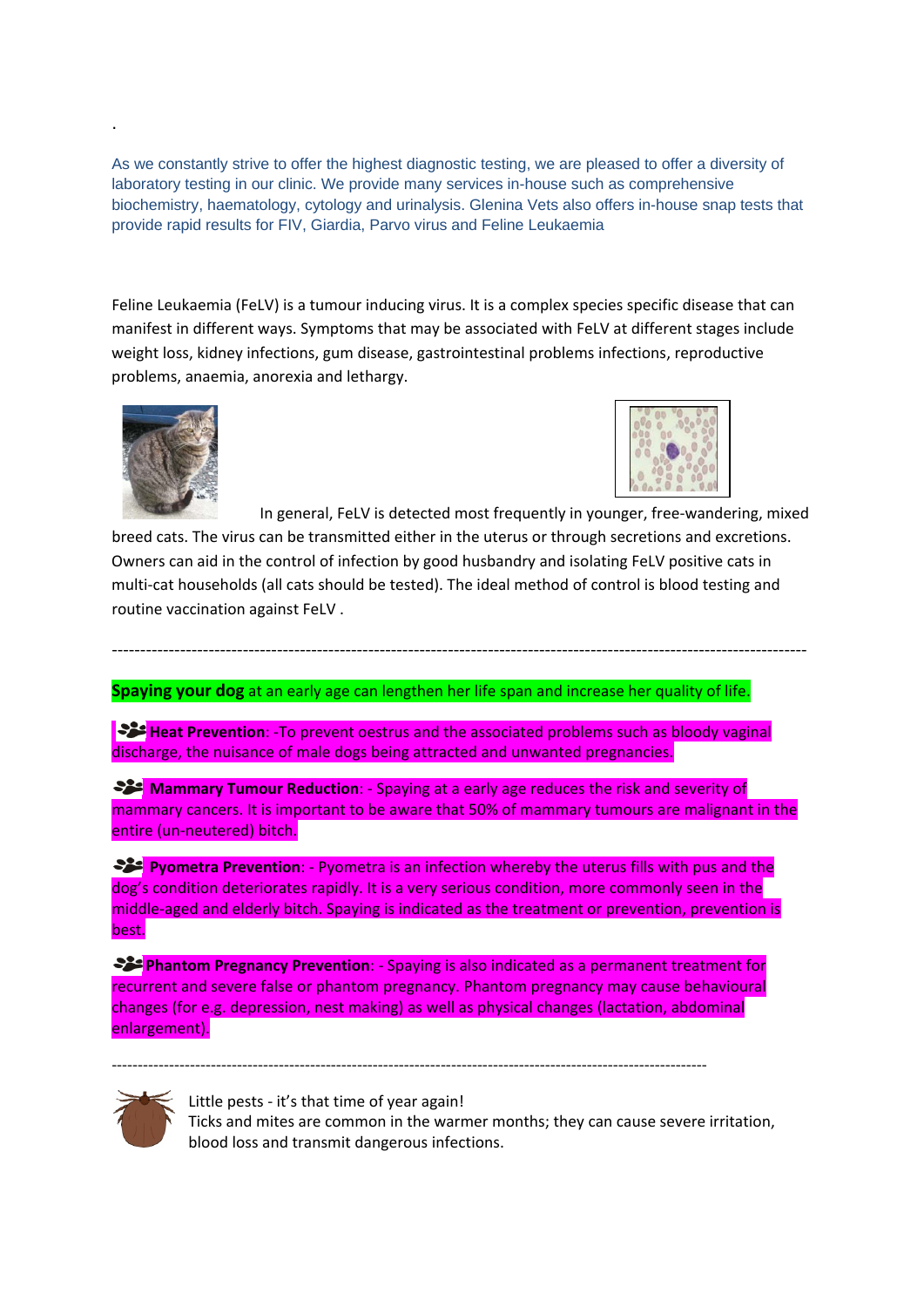.

As we constantly strive to offer the highest diagnostic testing, we are pleased to offer a diversity of laboratory testing in our clinic. We provide many services in-house such as comprehensive biochemistry, haematology, cytology and urinalysis. Glenina Vets also offers in-house snap tests that provide rapid results for FIV, Giardia, Parvo virus and Feline Leukaemia

Feline Leukaemia (FeLV) is a tumour inducing virus. It is a complex species specific disease that can manifest in different ways. Symptoms that may be associated with FeLV at different stages include weight loss, kidney infections, gum disease, gastrointestinal problems infections, reproductive problems, anaemia, anorexia and lethargy.

In general, FeLV is detected most frequently in younger, free-wandering, mixed breed cats. The virus can be transmitted either in the uterus or through secretions and excretions. Owners can aid in the control of infection by good husbandry and isolating FeLV positive cats in multi-cat households (all cats should be tested). The ideal method of control is blood testing and routine vaccination against FeLV .

---

**Spaying your dog** at an early age can lengthen her life span and increase her quality of life.

**Heat Prevention**: -To prevent oestrus and the associated problems such as bloody vaginal discharge, the nuisance of male dogs being attracted and unwanted pregnancies.

**Mammary Tumour Reduction**: - Spaying at a early age reduces the risk and severity of mammary cancers. It is important to be aware that 50% of mammary tumours are malignant in the entire (un-neutered) bitch.

**Pyometra Prevention**: - Pyometra is an infection whereby the uterus fills with pus and the dog's condition deteriorates rapidly. It is a very serious condition, more commonly seen in the middle-aged and elderly bitch. Spaying is indicated as the treatment or prevention, prevention is best.

**Phantom Pregnancy Prevention**: - Spaying is also indicated as a permanent treatment for recurrent and severe false or phantom pregnancy. Phantom pregnancy may cause behavioural changes (for e.g. depression, nest making) as well as physical changes (lactation, abdominal enlargement).

---

Little pests - it's that time of year again!
Ticks and mites are common in the warmer months; they can cause severe irritation, blood loss and transmit dangerous infections.